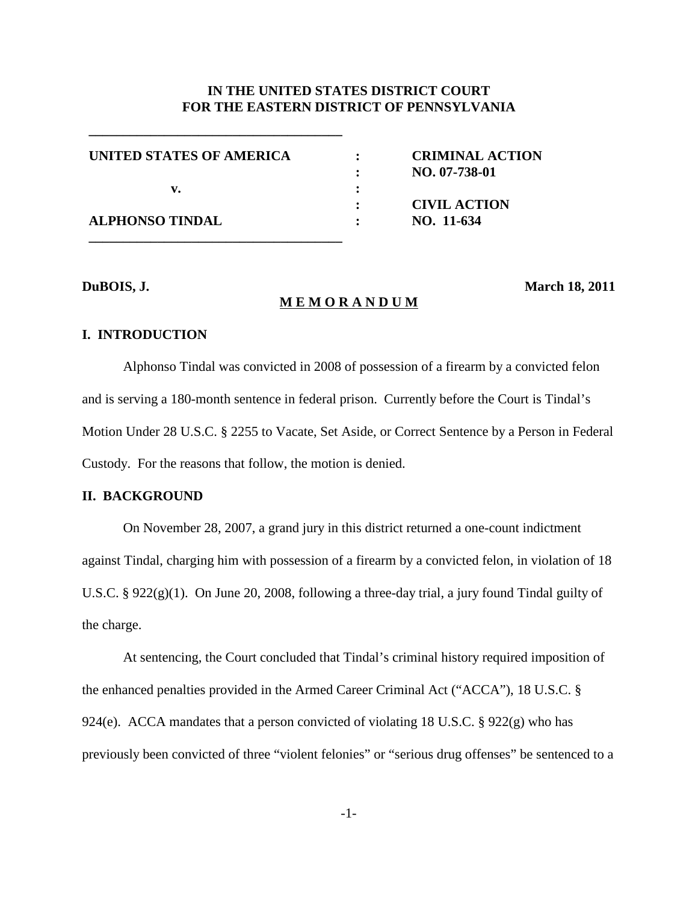**IN THE UNITED STATES DISTRICT COURT**
**FOR THE EASTERN DISTRICT OF PENNSYLVANIA**

| | | |
|---|---|---|
| **UNITED STATES OF AMERICA** | : | **CRIMINAL ACTION** |
| | : | **NO. 07-738-01** |
| **v.** | : | |
| | : | **CIVIL ACTION** |
| **ALPHONSO TINDAL** | : | **NO. 11-634** |

**DuBOIS, J.** **March 18, 2011**

**M E M O R A N D U M**

## I. INTRODUCTION

Alphonso Tindal was convicted in 2008 of possession of a firearm by a convicted felon and is serving a 180-month sentence in federal prison. Currently before the Court is Tindal's Motion Under 28 U.S.C. § 2255 to Vacate, Set Aside, or Correct Sentence by a Person in Federal Custody. For the reasons that follow, the motion is denied.

## II. BACKGROUND

On November 28, 2007, a grand jury in this district returned a one-count indictment against Tindal, charging him with possession of a firearm by a convicted felon, in violation of 18 U.S.C. § 922(g)(1). On June 20, 2008, following a three-day trial, a jury found Tindal guilty of the charge.

At sentencing, the Court concluded that Tindal's criminal history required imposition of the enhanced penalties provided in the Armed Career Criminal Act ("ACCA"), 18 U.S.C. § 924(e). ACCA mandates that a person convicted of violating 18 U.S.C. § 922(g) who has previously been convicted of three "violent felonies" or "serious drug offenses" be sentenced to a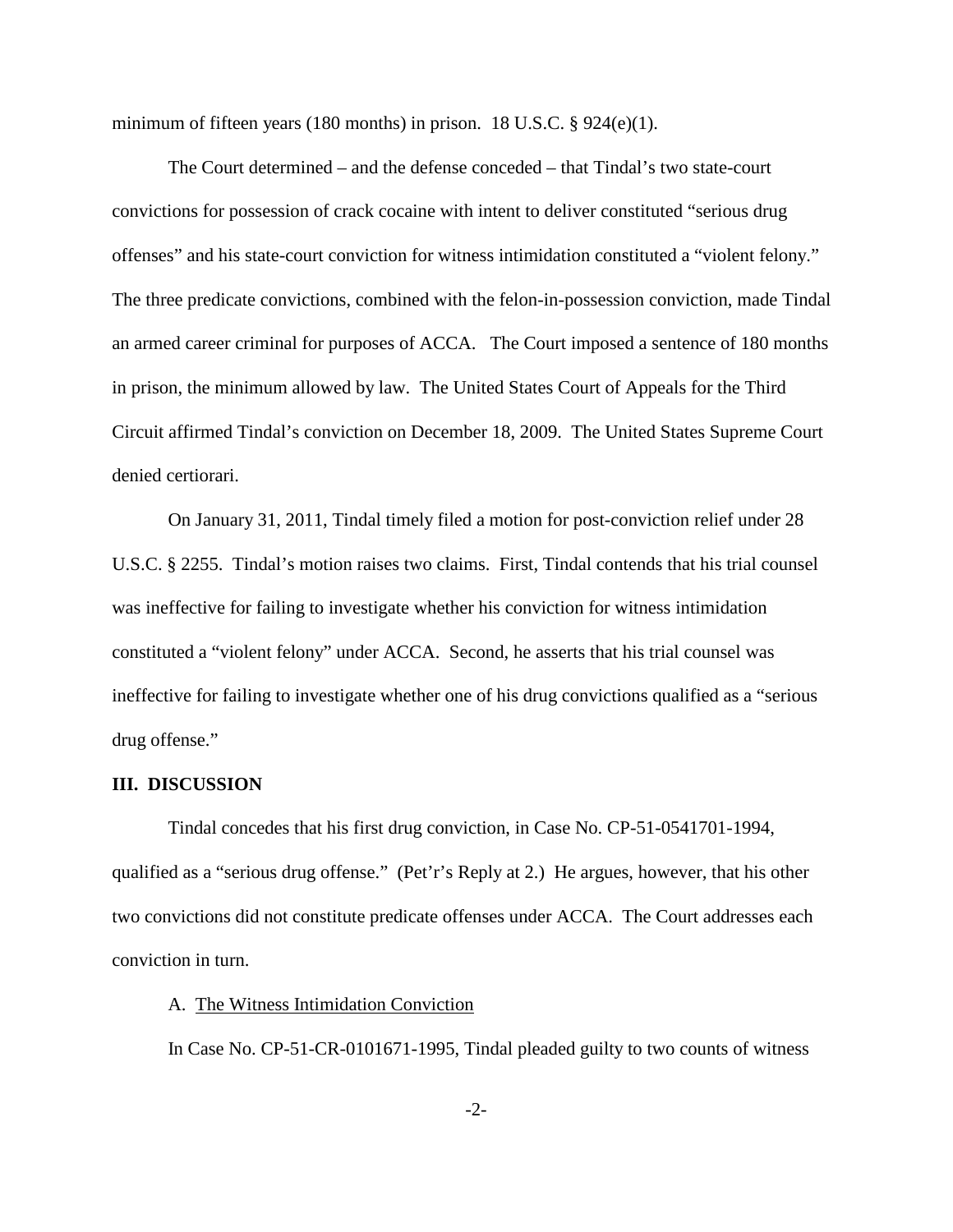minimum of fifteen years (180 months) in prison. 18 U.S.C. § 924(e)(1).

The Court determined – and the defense conceded – that Tindal's two state-court convictions for possession of crack cocaine with intent to deliver constituted "serious drug offenses" and his state-court conviction for witness intimidation constituted a "violent felony." The three predicate convictions, combined with the felon-in-possession conviction, made Tindal an armed career criminal for purposes of ACCA. The Court imposed a sentence of 180 months in prison, the minimum allowed by law. The United States Court of Appeals for the Third Circuit affirmed Tindal's conviction on December 18, 2009. The United States Supreme Court denied certiorari.

On January 31, 2011, Tindal timely filed a motion for post-conviction relief under 28 U.S.C. § 2255. Tindal's motion raises two claims. First, Tindal contends that his trial counsel was ineffective for failing to investigate whether his conviction for witness intimidation constituted a "violent felony" under ACCA. Second, he asserts that his trial counsel was ineffective for failing to investigate whether one of his drug convictions qualified as a "serious drug offense."

## III. DISCUSSION

Tindal concedes that his first drug conviction, in Case No. CP-51-0541701-1994, qualified as a "serious drug offense." (Pet'r's Reply at 2.) He argues, however, that his other two convictions did not constitute predicate offenses under ACCA. The Court addresses each conviction in turn.

### A. The Witness Intimidation Conviction

In Case No. CP-51-CR-0101671-1995, Tindal pleaded guilty to two counts of witness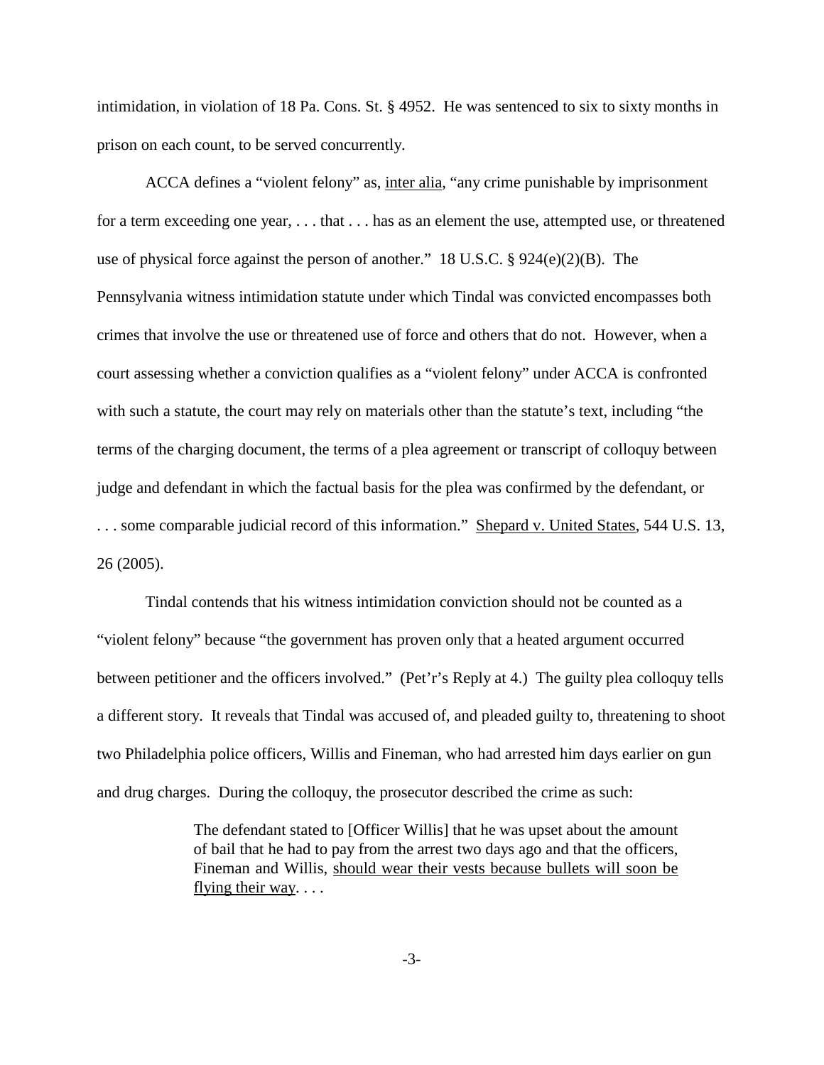intimidation, in violation of 18 Pa. Cons. St. § 4952. He was sentenced to six to sixty months in prison on each count, to be served concurrently.

ACCA defines a "violent felony" as, _inter alia_, "any crime punishable by imprisonment for a term exceeding one year, . . . that . . . has as an element the use, attempted use, or threatened use of physical force against the person of another." 18 U.S.C. § 924(e)(2)(B). The Pennsylvania witness intimidation statute under which Tindal was convicted encompasses both crimes that involve the use or threatened use of force and others that do not. However, when a court assessing whether a conviction qualifies as a "violent felony" under ACCA is confronted with such a statute, the court may rely on materials other than the statute's text, including "the terms of the charging document, the terms of a plea agreement or transcript of colloquy between judge and defendant in which the factual basis for the plea was confirmed by the defendant, or . . . some comparable judicial record of this information." _Shepard v. United States_, 544 U.S. 13, 26 (2005).

Tindal contends that his witness intimidation conviction should not be counted as a "violent felony" because "the government has proven only that a heated argument occurred between petitioner and the officers involved." (Pet'r's Reply at 4.) The guilty plea colloquy tells a different story. It reveals that Tindal was accused of, and pleaded guilty to, threatening to shoot two Philadelphia police officers, Willis and Fineman, who had arrested him days earlier on gun and drug charges. During the colloquy, the prosecutor described the crime as such:

> The defendant stated to [Officer Willis] that he was upset about the amount of bail that he had to pay from the arrest two days ago and that the officers, Fineman and Willis, _should wear their vests because bullets will soon be flying their way_. . . .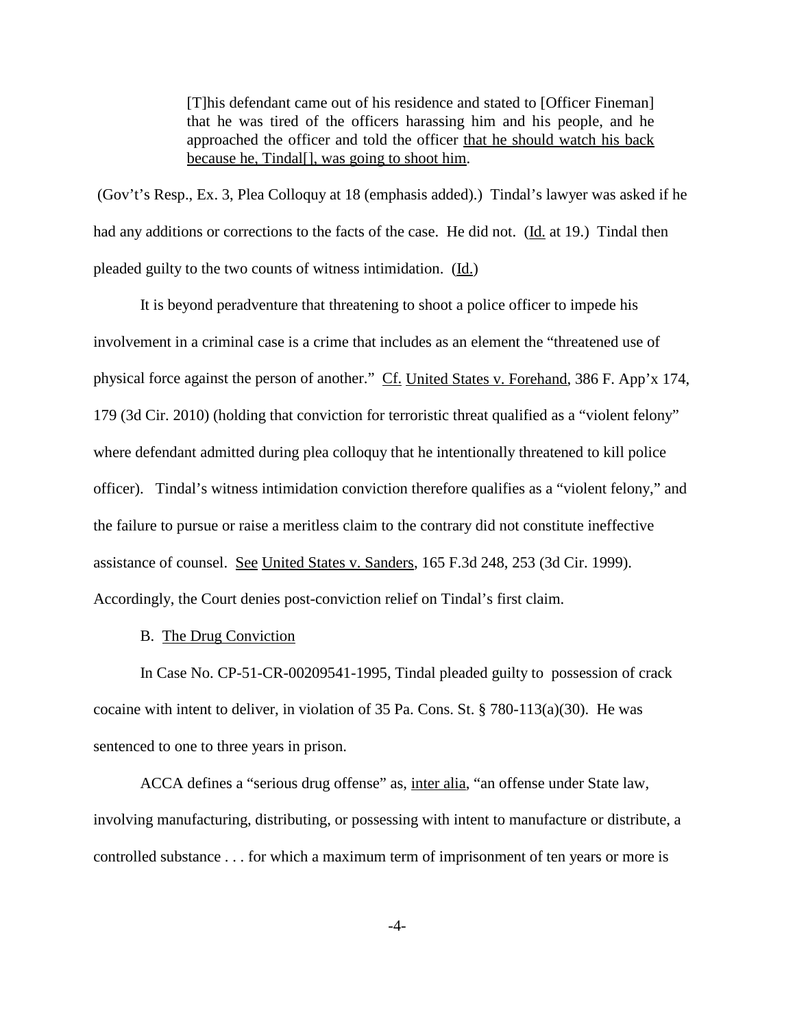> [T]his defendant came out of his residence and stated to [Officer Fineman] that he was tired of the officers harassing him and his people, and he approached the officer and told the officer <u>that he should watch his back because he, Tindal[], was going to shoot him</u>.

(Gov't's Resp., Ex. 3, Plea Colloquy at 18 (emphasis added).) Tindal's lawyer was asked if he had any additions or corrections to the facts of the case. He did not. (Id. at 19.) Tindal then pleaded guilty to the two counts of witness intimidation. (Id.)

It is beyond peradventure that threatening to shoot a police officer to impede his involvement in a criminal case is a crime that includes as an element the "threatened use of physical force against the person of another." Cf. United States v. Forehand, 386 F. App'x 174, 179 (3d Cir. 2010) (holding that conviction for terroristic threat qualified as a "violent felony" where defendant admitted during plea colloquy that he intentionally threatened to kill police officer). Tindal's witness intimidation conviction therefore qualifies as a "violent felony," and the failure to pursue or raise a meritless claim to the contrary did not constitute ineffective assistance of counsel. See United States v. Sanders, 165 F.3d 248, 253 (3d Cir. 1999). Accordingly, the Court denies post-conviction relief on Tindal's first claim.

B. The Drug Conviction

In Case No. CP-51-CR-00209541-1995, Tindal pleaded guilty to possession of crack cocaine with intent to deliver, in violation of 35 Pa. Cons. St. § 780-113(a)(30). He was sentenced to one to three years in prison.

ACCA defines a "serious drug offense" as, inter alia, "an offense under State law, involving manufacturing, distributing, or possessing with intent to manufacture or distribute, a controlled substance . . . for which a maximum term of imprisonment of ten years or more is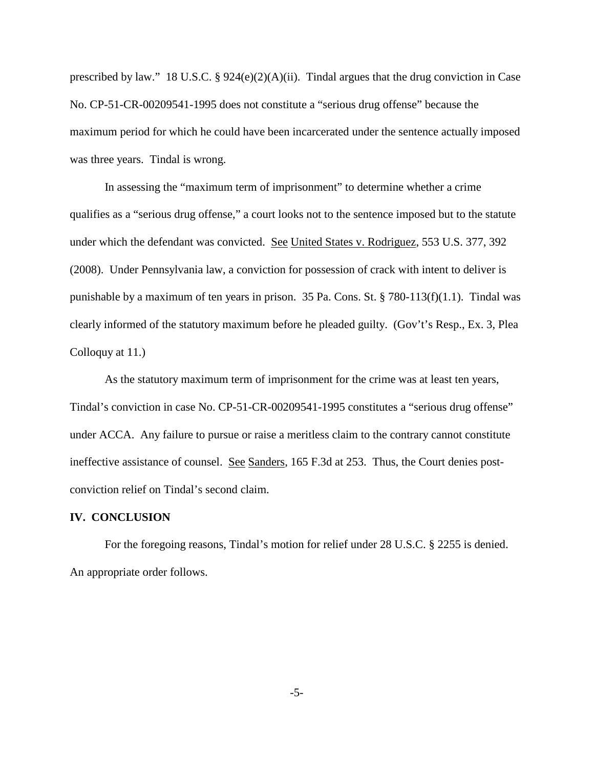prescribed by law." 18 U.S.C. § 924(e)(2)(A)(ii). Tindal argues that the drug conviction in Case No. CP-51-CR-00209541-1995 does not constitute a "serious drug offense" because the maximum period for which he could have been incarcerated under the sentence actually imposed was three years. Tindal is wrong.

In assessing the "maximum term of imprisonment" to determine whether a crime qualifies as a "serious drug offense," a court looks not to the sentence imposed but to the statute under which the defendant was convicted. See United States v. Rodriguez, 553 U.S. 377, 392 (2008). Under Pennsylvania law, a conviction for possession of crack with intent to deliver is punishable by a maximum of ten years in prison. 35 Pa. Cons. St. § 780-113(f)(1.1). Tindal was clearly informed of the statutory maximum before he pleaded guilty. (Gov't's Resp., Ex. 3, Plea Colloquy at 11.)

As the statutory maximum term of imprisonment for the crime was at least ten years, Tindal's conviction in case No. CP-51-CR-00209541-1995 constitutes a "serious drug offense" under ACCA. Any failure to pursue or raise a meritless claim to the contrary cannot constitute ineffective assistance of counsel. See Sanders, 165 F.3d at 253. Thus, the Court denies post-conviction relief on Tindal's second claim.

## IV. CONCLUSION

For the foregoing reasons, Tindal's motion for relief under 28 U.S.C. § 2255 is denied. An appropriate order follows.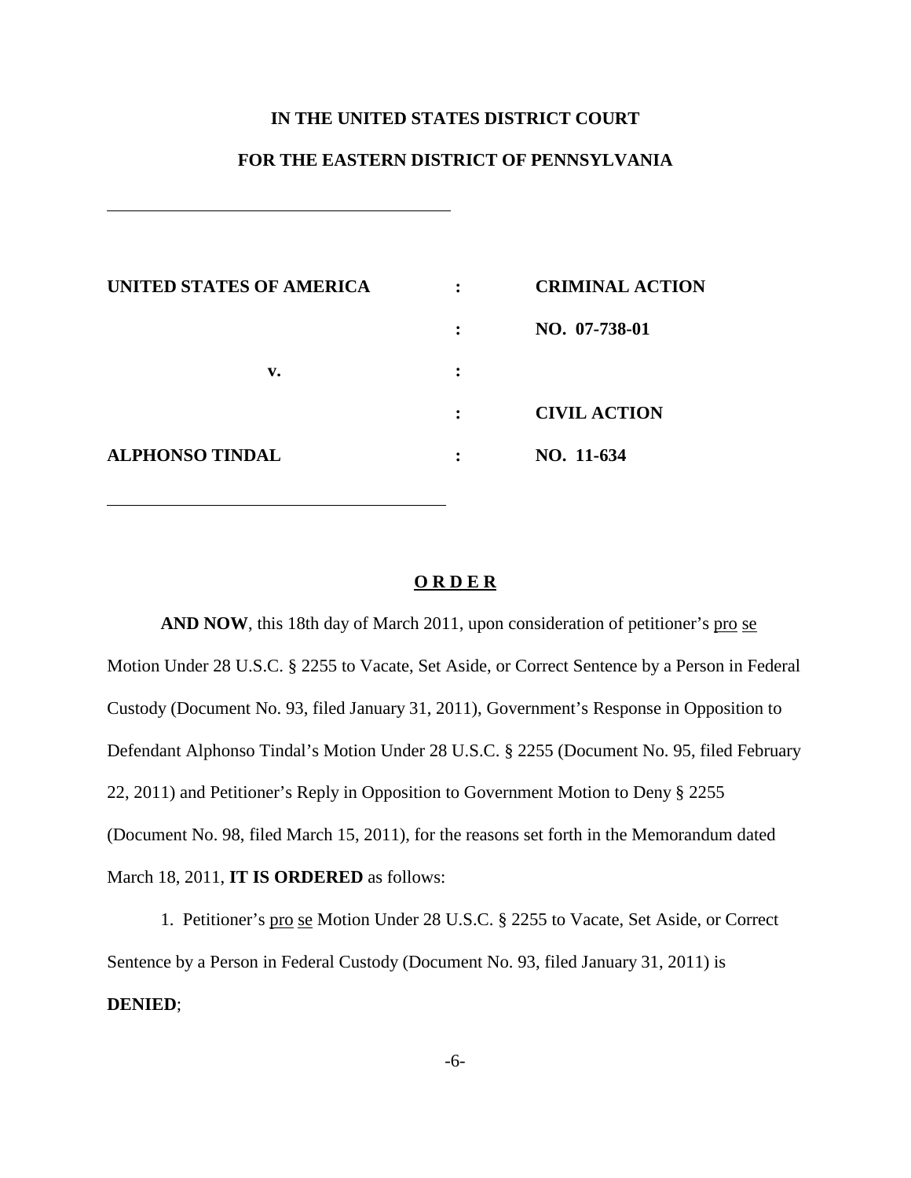**IN THE UNITED STATES DISTRICT COURT**

**FOR THE EASTERN DISTRICT OF PENNSYLVANIA**

| | | |
|---|---|---|
| **UNITED STATES OF AMERICA** | : | **CRIMINAL ACTION** |
| | : | **NO. 07-738-01** |
| **v.** | : | |
| | : | **CIVIL ACTION** |
| **ALPHONSO TINDAL** | : | **NO. 11-634** |

**O R D E R**

**AND NOW**, this 18th day of March 2011, upon consideration of petitioner's pro se Motion Under 28 U.S.C. § 2255 to Vacate, Set Aside, or Correct Sentence by a Person in Federal Custody (Document No. 93, filed January 31, 2011), Government's Response in Opposition to Defendant Alphonso Tindal's Motion Under 28 U.S.C. § 2255 (Document No. 95, filed February 22, 2011) and Petitioner's Reply in Opposition to Government Motion to Deny § 2255 (Document No. 98, filed March 15, 2011), for the reasons set forth in the Memorandum dated March 18, 2011, **IT IS ORDERED** as follows:

1. Petitioner's pro se Motion Under 28 U.S.C. § 2255 to Vacate, Set Aside, or Correct Sentence by a Person in Federal Custody (Document No. 93, filed January 31, 2011) is **DENIED**;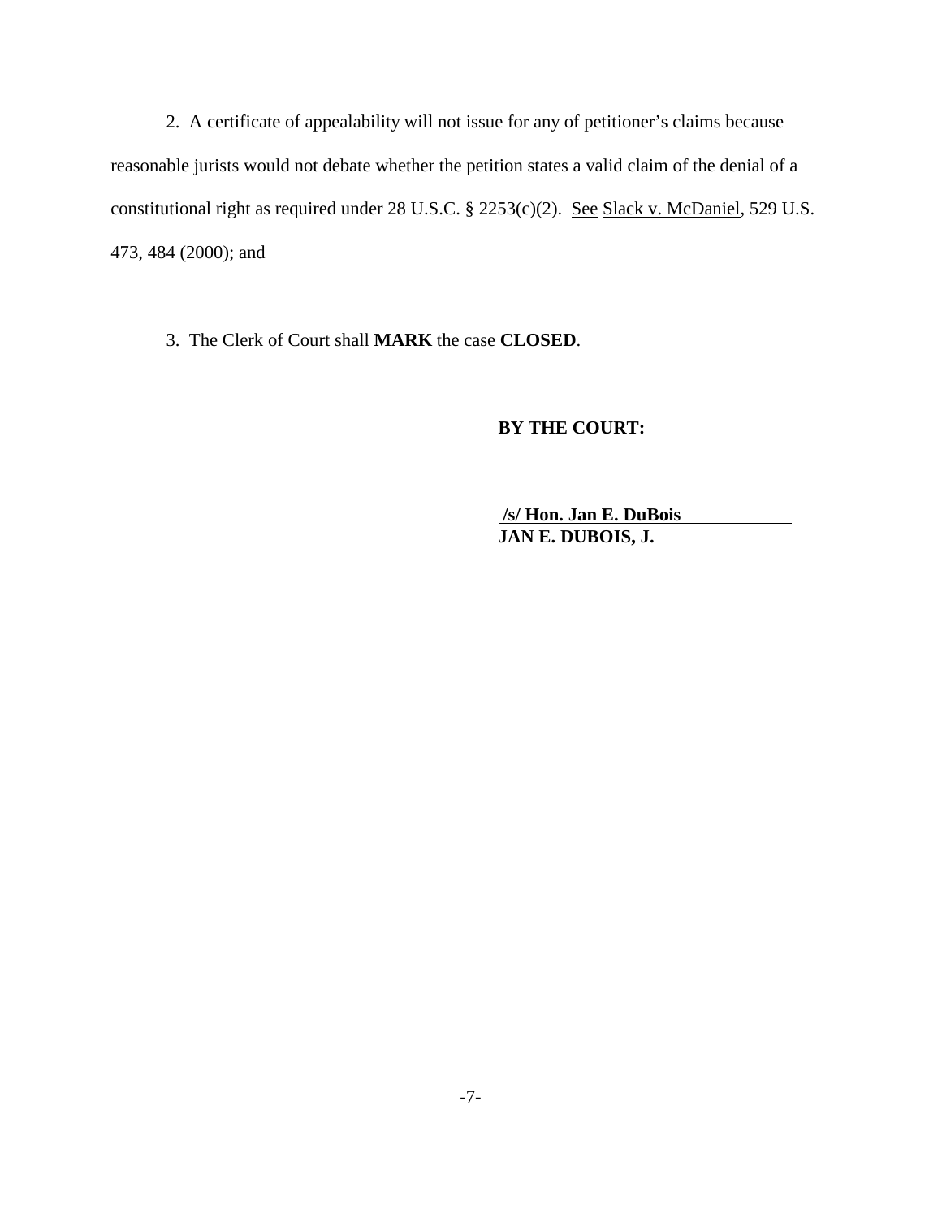2. A certificate of appealability will not issue for any of petitioner's claims because reasonable jurists would not debate whether the petition states a valid claim of the denial of a constitutional right as required under 28 U.S.C. § 2253(c)(2). See Slack v. McDaniel, 529 U.S. 473, 484 (2000); and

3. The Clerk of Court shall **MARK** the case **CLOSED**.

**BY THE COURT:**

**/s/ Hon. Jan E. DuBois**
**JAN E. DUBOIS, J.**